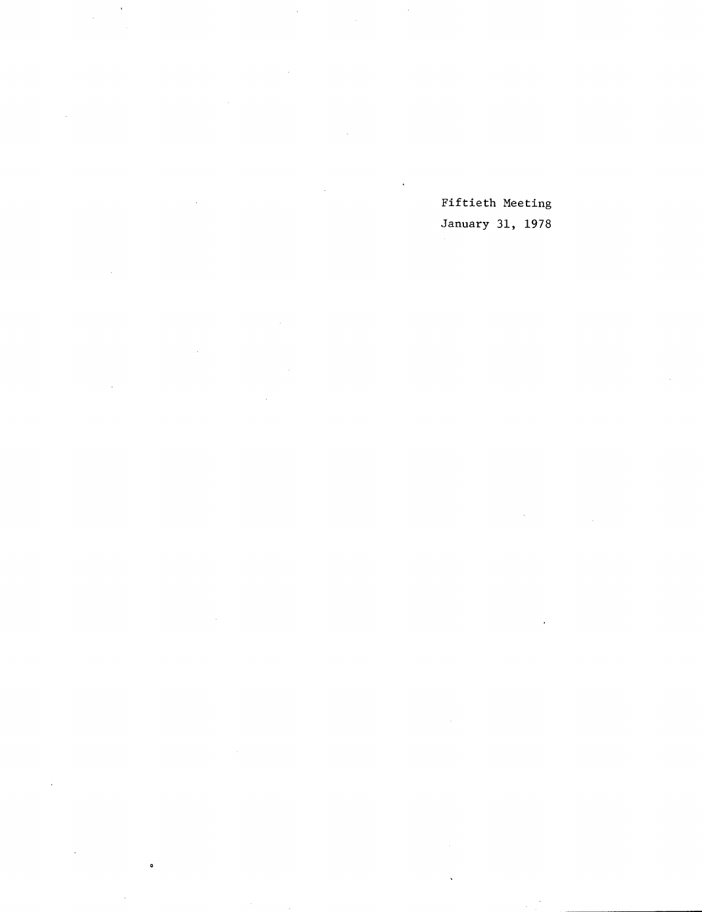Fiftieth Meeting

January 31, 1978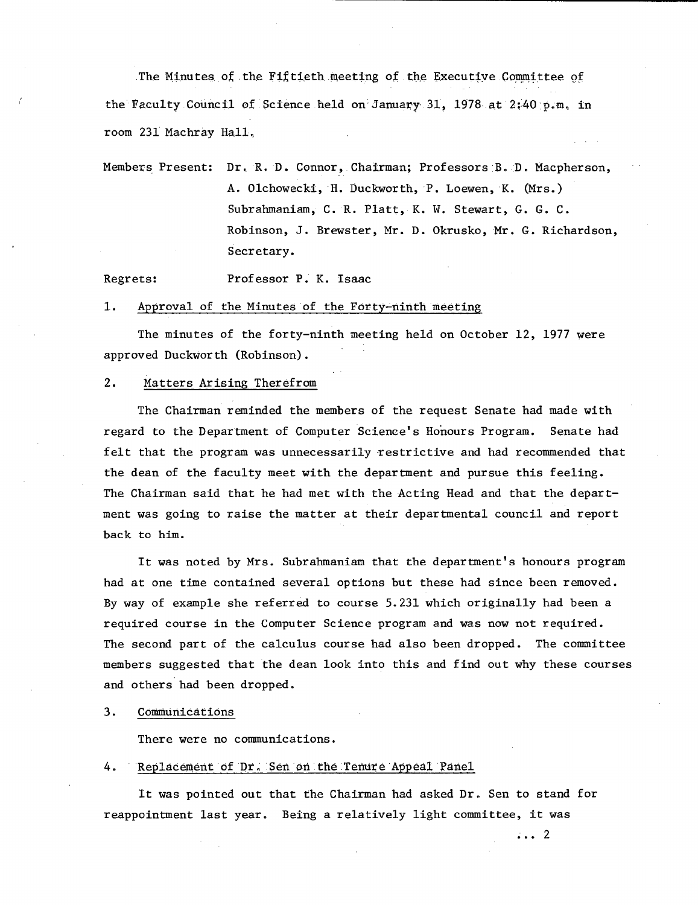The Minutes of the Fiftieth meeting of the Executive Committee of the Faculty Council of Science held on January 31, 1978 at 2:40 p.m. in room 231 Machray Hall.

Members Present: Dr. R. D. Connor, Chairman; Professors B. D. Macpherson, A. Olchowecki, H. Duckworth, P. Loewen, K. (Mrs.) Subrahmaniam, C. R. Platt, K. W. Stewart, G. G. C. Robinson, J. Brewster, Mr. D. Okrusko, Mr. G. Richardson, Secretary.

Regrets: Professor P. K. Isaac

1. Approval of the Minutes of the Forty-ninth meeting

The minutes of the forty-ninth meeting held on October 12, 1977 were approved Duckworth (Robinson).

2. Matters Arising Therefrom

The Chairman reminded the members of the request Senate had made with regard to the Department of Computer Science's Honours Program. Senate had felt that the program was unnecessarily restrictive and had recommended that the dean of the faculty meet with the department and pursue this feeling. The Chairman said that he had met with the Acting Head and that the department was going to raise the matter at their departmental council and report back to him.

It was noted by Mrs. Subrahmaniam that the department's honours program had at one time contained several options but these had since been removed. By way of example she referred to course 5.231 which originally had been a required course in the Computer Science program and was now not required. The second part of the calculus course had also been dropped. The committee members suggested that the dean look into this and find out why these courses and others had been dropped.

3. Communications

There were no communications.

4. Replacement of Dr. Sen on the Tenure Appeal Panel

It was pointed out that the Chairman had asked Dr. Sen to stand for reappointment last year. Being a relatively light committee, it was

... 2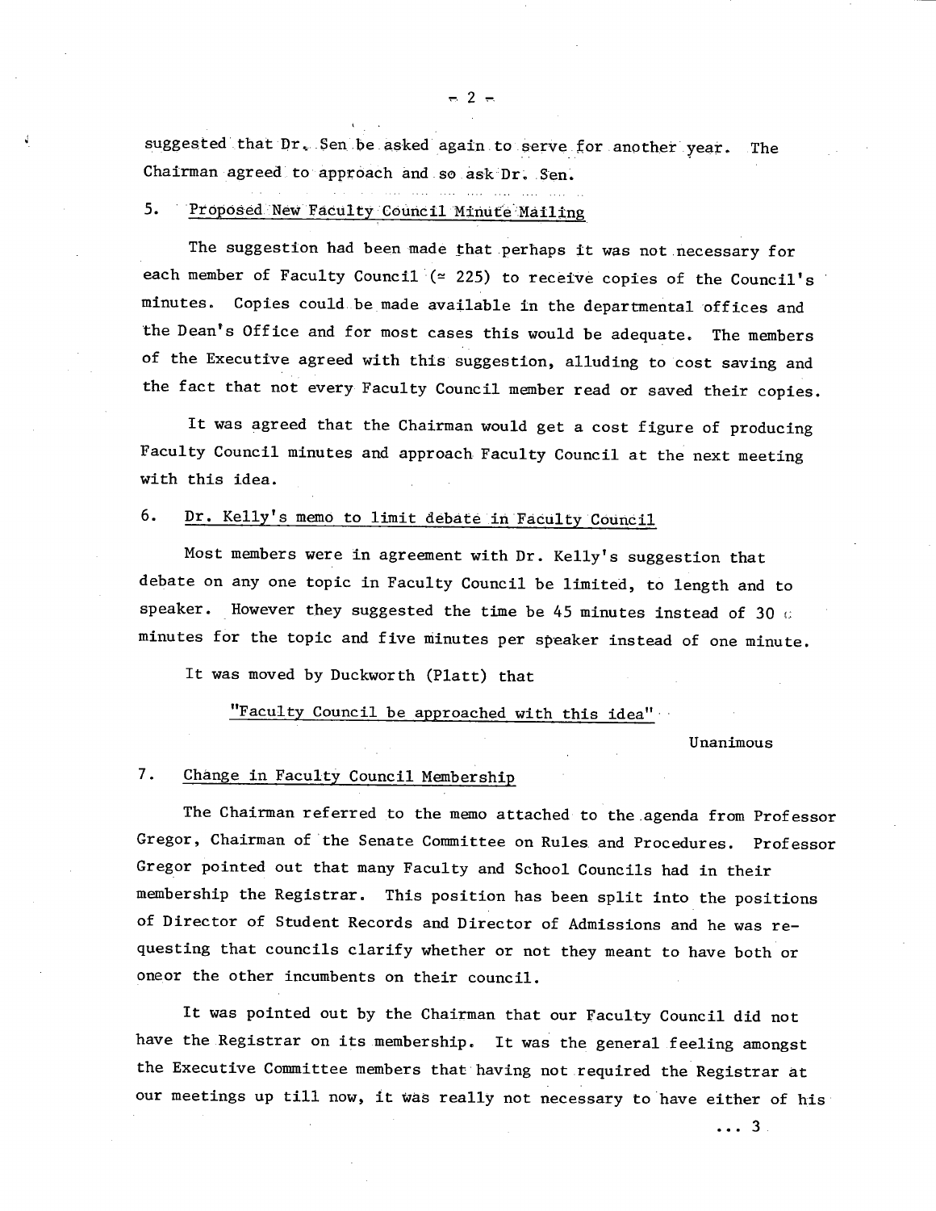suggested that Dr. Sen be asked again to serve for another year. The Chairman agreed to approach and so ask Dr. Sen.

5. Proposed New Faculty Council Minute Mailing

The suggestion had been made that perhaps it was not necessary for each member of Faculty Council (≃ 225) to receive copies of the Council's minutes. Copies could be made available in the departmental offices and the Dean's Office and for most cases this would be adequate. The members of the Executive agreed with this suggestion, alluding to cost saving and the fact that not every Faculty Council member read or saved their copies.

It was agreed that the Chairman would get a cost figure of producing Faculty Council minutes and approach Faculty Council at the next meeting with this idea.

6. Dr. Kelly's memo to limit debate in Faculty Council

Most members were in agreement with Dr. Kelly's suggestion that debate on any one topic in Faculty Council be limited, to length and to speaker. However they suggested the time be 45 minutes instead of 30 minutes for the topic and five minutes per speaker instead of one minute.

It was moved by Duckworth (Platt) that

"Faculty Council be approached with this idea"

Unanimous

7. Change in Faculty Council Membership

The Chairman referred to the memo attached to the agenda from Professor Gregor, Chairman of the Senate Committee on Rules and Procedures. Professor Gregor pointed out that many Faculty and School Councils had in their membership the Registrar. This position has been split into the positions of Director of Student Records and Director of Admissions and he was requesting that councils clarify whether or not they meant to have both or oneor the other incumbents on their council.

It was pointed out by the Chairman that our Faculty Council did not have the Registrar on its membership. It was the general feeling amongst the Executive Committee members that having not required the Registrar at our meetings up till now, it was really not necessary to have either of his

... 3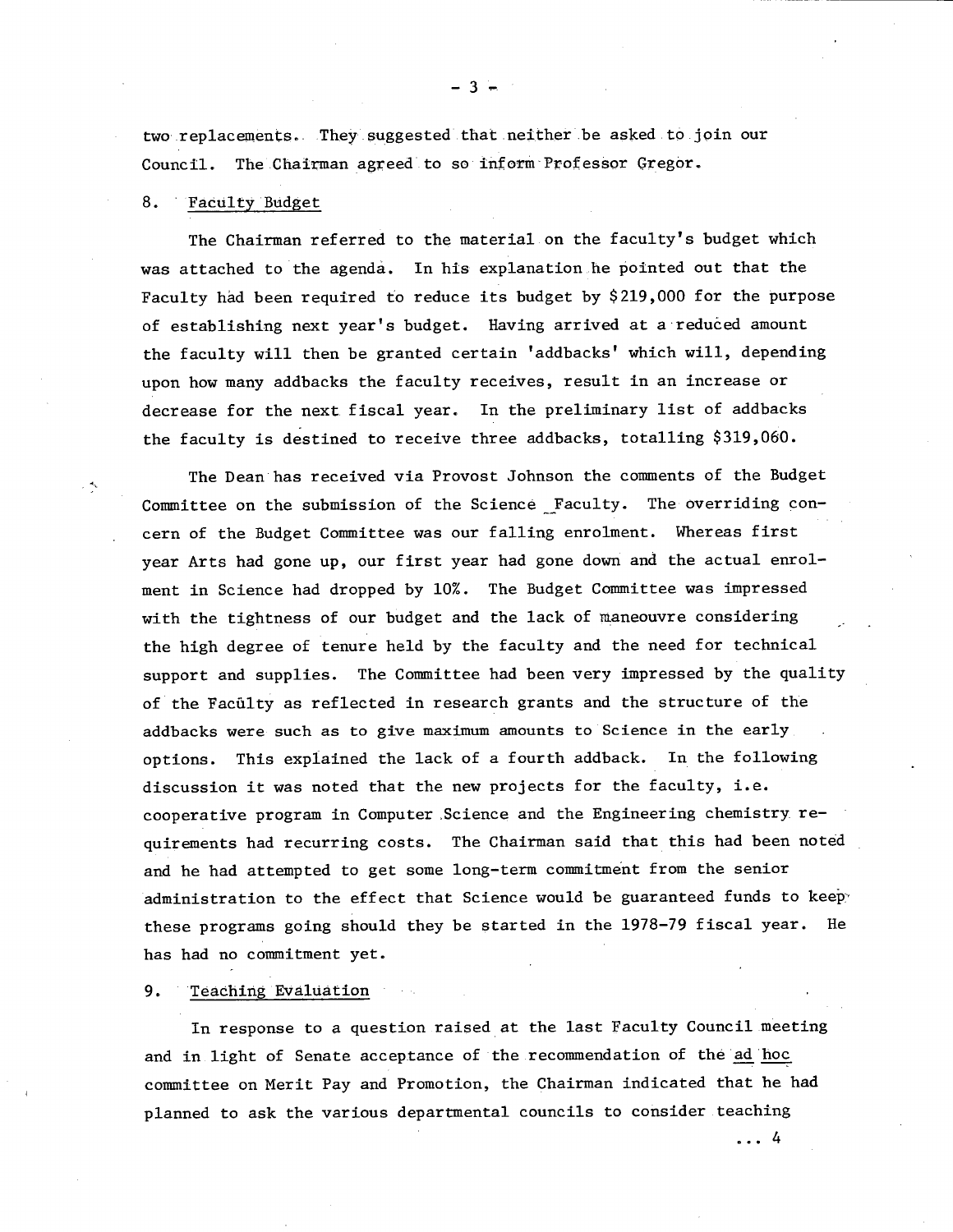two replacements. They suggested that neither be asked to join our Council. The Chairman agreed to so inform Professor Gregor.

8. <u>Faculty Budget</u>

The Chairman referred to the material on the faculty's budget which was attached to the agenda. In his explanation he pointed out that the Faculty had been required to reduce its budget by \$219,000 for the purpose of establishing next year's budget. Having arrived at a reduced amount the faculty will then be granted certain 'addbacks' which will, depending upon how many addbacks the faculty receives, result in an increase or decrease for the next fiscal year. In the preliminary list of addbacks the faculty is destined to receive three addbacks, totalling \$319,060.

The Dean has received via Provost Johnson the comments of the Budget Committee on the submission of the Science Faculty. The overriding concern of the Budget Committee was our falling enrolment. Whereas first year Arts had gone up, our first year had gone down and the actual enrolment in Science had dropped by 10%. The Budget Committee was impressed with the tightness of our budget and the lack of maneouvre considering the high degree of tenure held by the faculty and the need for technical support and supplies. The Committee had been very impressed by the quality of the Faculty as reflected in research grants and the structure of the addbacks were such as to give maximum amounts to Science in the early options. This explained the lack of a fourth addback. In the following discussion it was noted that the new projects for the faculty, i.e. cooperative program in Computer Science and the Engineering chemistry requirements had recurring costs. The Chairman said that this had been noted and he had attempted to get some long-term commitment from the senior administration to the effect that Science would be guaranteed funds to keep these programs going should they be started in the 1978-79 fiscal year. He has had no commitment yet.

9. <u>Teaching Evaluation</u>

In response to a question raised at the last Faculty Council meeting and in light of Senate acceptance of the recommendation of the <u>ad hoc</u> committee on Merit Pay and Promotion, the Chairman indicated that he had planned to ask the various departmental councils to consider teaching

... 4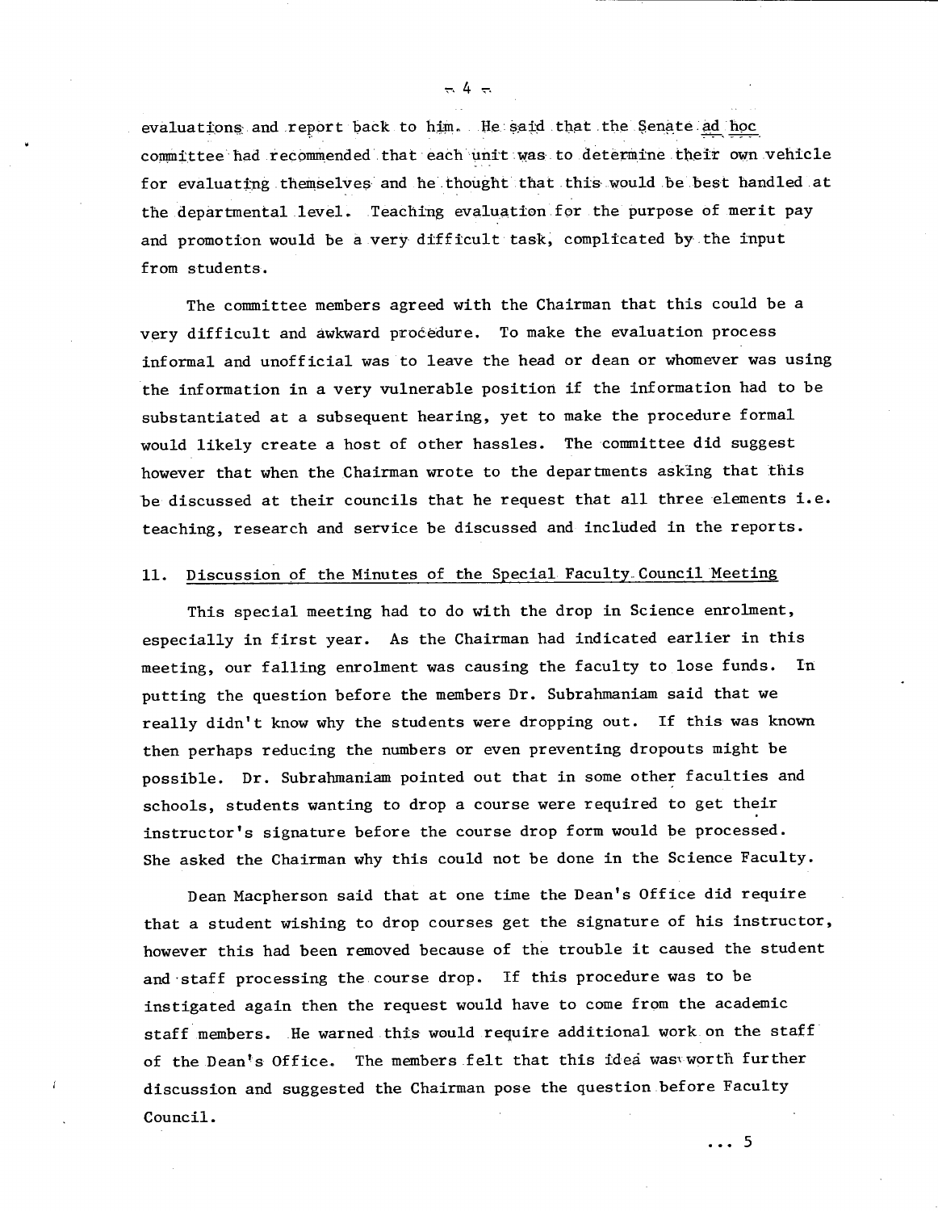evaluations and report back to him. He said that the Senate *ad hoc* committee had recommended that each unit was to determine their own vehicle for evaluating themselves and he thought that this would be best handled at the departmental level. Teaching evaluation for the purpose of merit pay and promotion would be a very difficult task, complicated by the input from students.

The committee members agreed with the Chairman that this could be a very difficult and awkward procedure. To make the evaluation process informal and unofficial was to leave the head or dean or whomever was using the information in a very vulnerable position if the information had to be substantiated at a subsequent hearing, yet to make the procedure formal would likely create a host of other hassles. The committee did suggest however that when the Chairman wrote to the departments asking that this be discussed at their councils that he request that all three elements i.e. teaching, research and service be discussed and included in the reports.

11. Discussion of the Minutes of the Special Faculty Council Meeting

This special meeting had to do with the drop in Science enrolment, especially in first year. As the Chairman had indicated earlier in this meeting, our falling enrolment was causing the faculty to lose funds. In putting the question before the members Dr. Subrahmaniam said that we really didn't know why the students were dropping out. If this was known then perhaps reducing the numbers or even preventing dropouts might be possible. Dr. Subrahmaniam pointed out that in some other faculties and schools, students wanting to drop a course were required to get their instructor's signature before the course drop form would be processed. She asked the Chairman why this could not be done in the Science Faculty.

Dean Macpherson said that at one time the Dean's Office did require that a student wishing to drop courses get the signature of his instructor, however this had been removed because of the trouble it caused the student and staff processing the course drop. If this procedure was to be instigated again then the request would have to come from the academic staff members. He warned this would require additional work on the staff of the Dean's Office. The members felt that this idea was worth further discussion and suggested the Chairman pose the question before Faculty Council.

... 5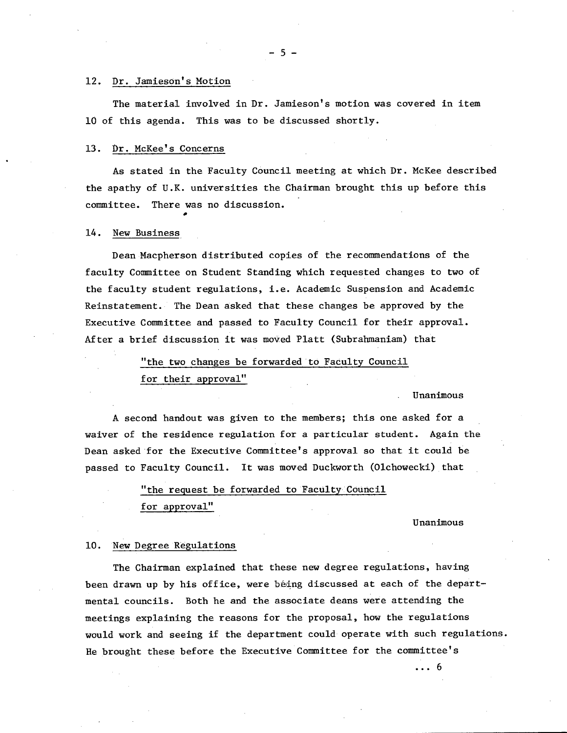12. Dr. Jamieson's Motion

The material involved in Dr. Jamieson's motion was covered in item 10 of this agenda. This was to be discussed shortly.

13. Dr. McKee's Concerns

As stated in the Faculty Council meeting at which Dr. McKee described the apathy of U.K. universities the Chairman brought this up before this committee. There was no discussion.

14. New Business

Dean Macpherson distributed copies of the recommendations of the faculty Committee on Student Standing which requested changes to two of the faculty student regulations, i.e. Academic Suspension and Academic Reinstatement. The Dean asked that these changes be approved by the Executive Committee and passed to Faculty Council for their approval. After a brief discussion it was moved Platt (Subrahmaniam) that

> "the two changes be forwarded to Faculty Council for their approval"

Unanimous

A second handout was given to the members; this one asked for a waiver of the residence regulation for a particular student. Again the Dean asked for the Executive Committee's approval so that it could be passed to Faculty Council. It was moved Duckworth (Olchowecki) that

> "the request be forwarded to Faculty Council for approval"

Unanimous

10. New Degree Regulations

The Chairman explained that these new degree regulations, having been drawn up by his office, were being discussed at each of the departmental councils. Both he and the associate deans were attending the meetings explaining the reasons for the proposal, how the regulations would work and seeing if the department could operate with such regulations. He brought these before the Executive Committee for the committee's

... 6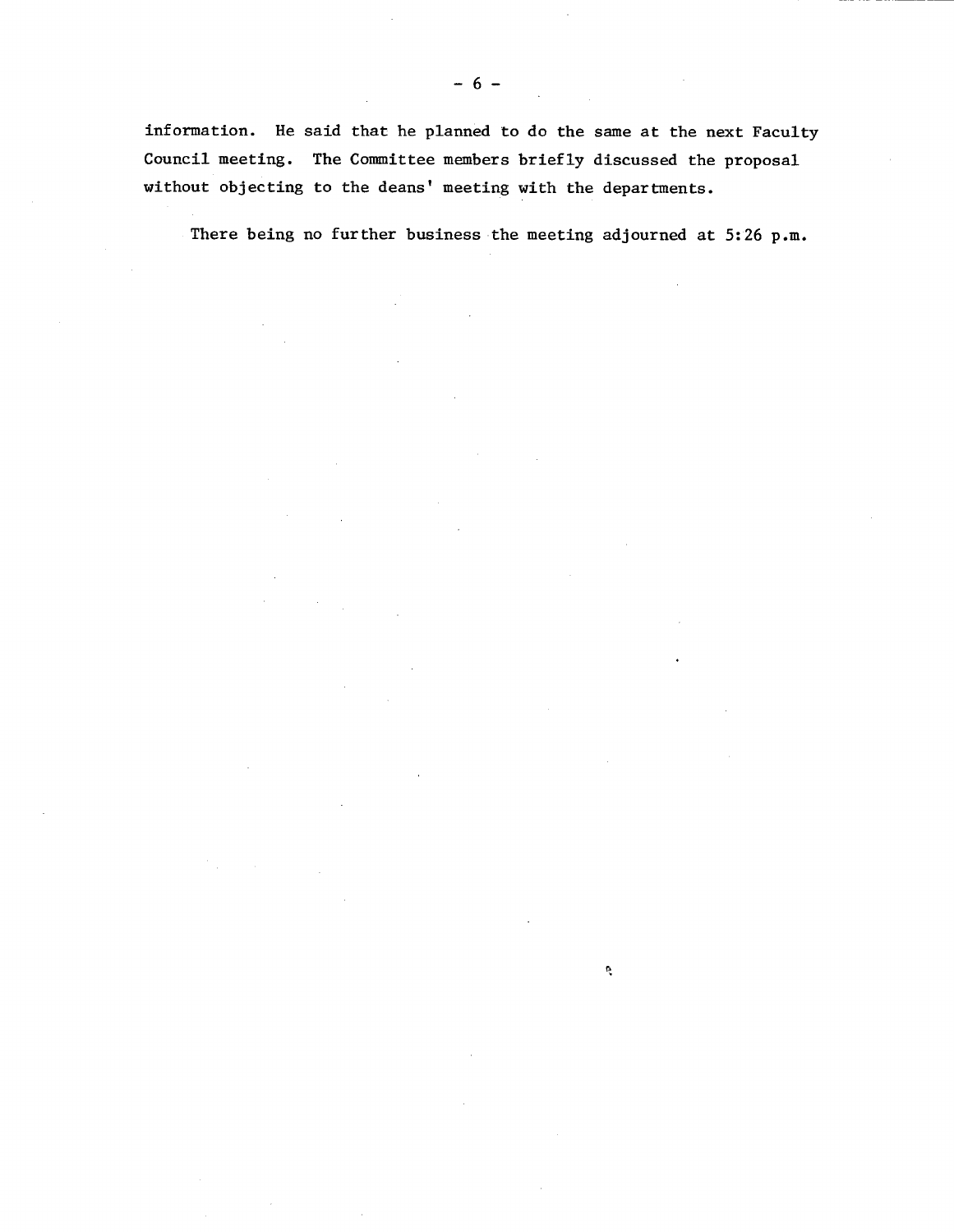information. He said that he planned to do the same at the next Faculty Council meeting. The Committee members briefly discussed the proposal without objecting to the deans' meeting with the departments.

There being no further business the meeting adjourned at 5:26 p.m.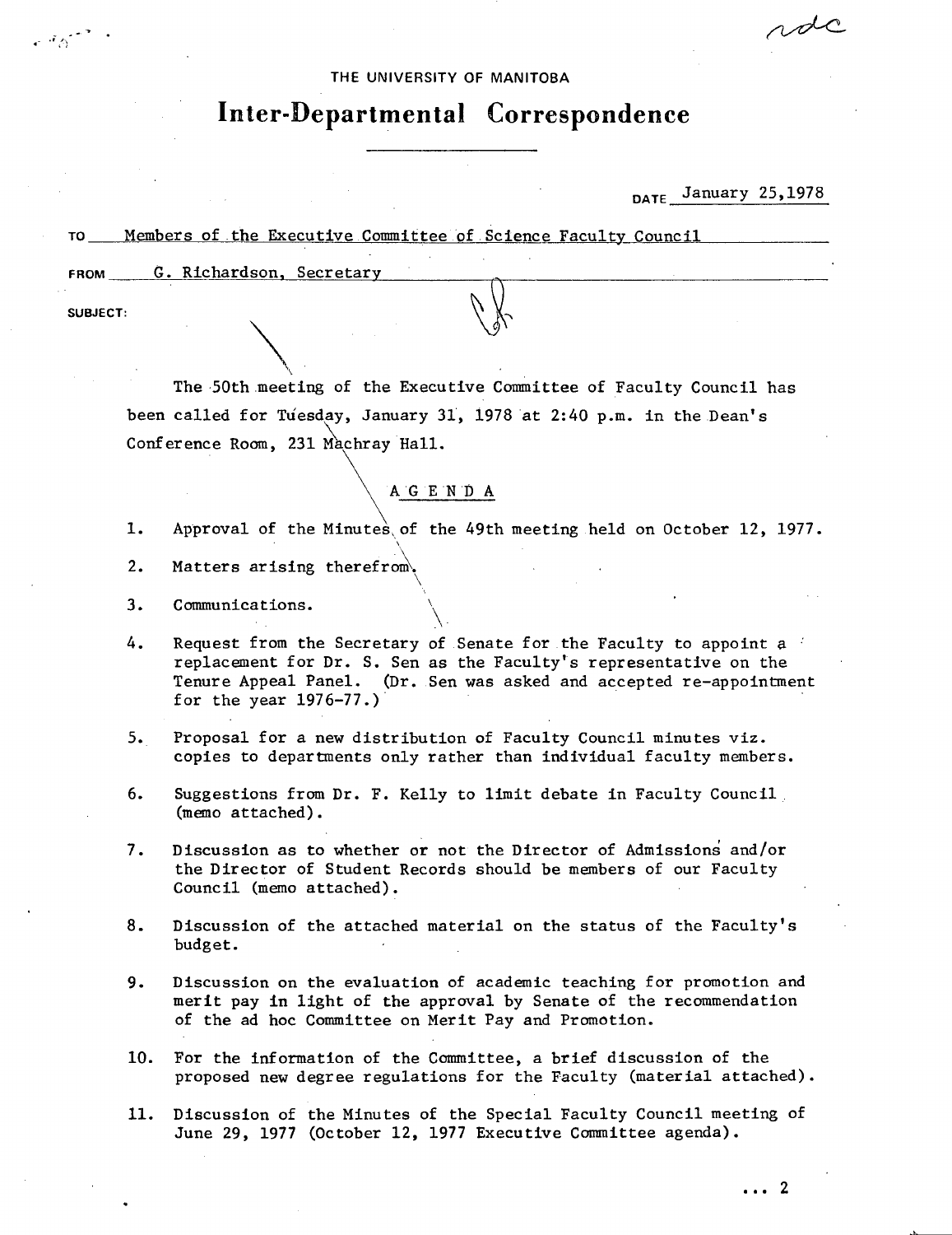THE UNIVERSITY OF MANITOBA

# Inter-Departmental Correspondence

DATE January 25,1978

TO Members of the Executive Committee of Science Faculty Council

FROM G. Richardson, Secretary

SUBJECT:

The 50th meeting of the Executive Committee of Faculty Council has been called for Tuesday, January 31, 1978 at 2:40 p.m. in the Dean's Conference Room, 231 Machray Hall.

AGENDA

1. Approval of the Minutes of the 49th meeting held on October 12, 1977.
2. Matters arising therefrom.
3. Communications.
4. Request from the Secretary of Senate for the Faculty to appoint a replacement for Dr. S. Sen as the Faculty's representative on the Tenure Appeal Panel. (Dr. Sen was asked and accepted re-appointment for the year 1976-77.)
5. Proposal for a new distribution of Faculty Council minutes viz. copies to departments only rather than individual faculty members.
6. Suggestions from Dr. F. Kelly to limit debate in Faculty Council (memo attached).
7. Discussion as to whether or not the Director of Admissions and/or the Director of Student Records should be members of our Faculty Council (memo attached).
8. Discussion of the attached material on the status of the Faculty's budget.
9. Discussion on the evaluation of academic teaching for promotion and merit pay in light of the approval by Senate of the recommendation of the ad hoc Committee on Merit Pay and Promotion.
10. For the information of the Committee, a brief discussion of the proposed new degree regulations for the Faculty (material attached).
11. Discussion of the Minutes of the Special Faculty Council meeting of June 29, 1977 (October 12, 1977 Executive Committee agenda).

... 2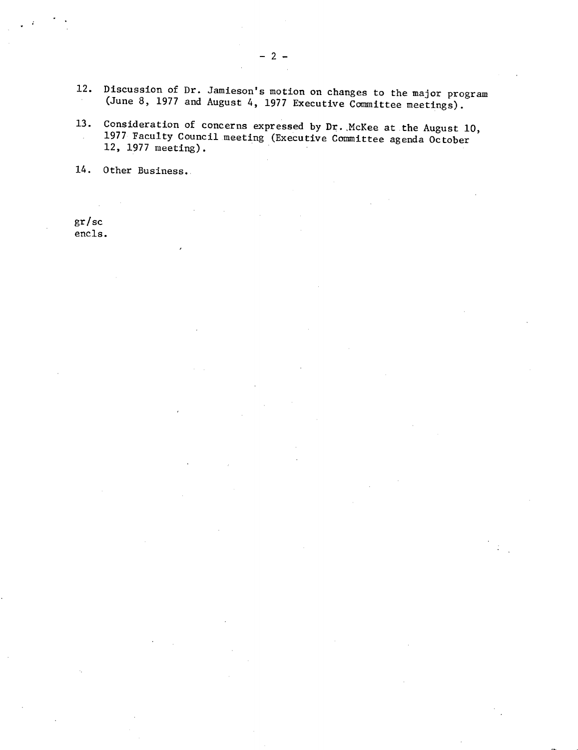12. Discussion of Dr. Jamieson's motion on changes to the major program (June 8, 1977 and August 4, 1977 Executive Committee meetings).

13. Consideration of concerns expressed by Dr. McKee at the August 10, 1977 Faculty Council meeting (Executive Committee agenda October 12, 1977 meeting).

14. Other Business.

gr/sc
encls.